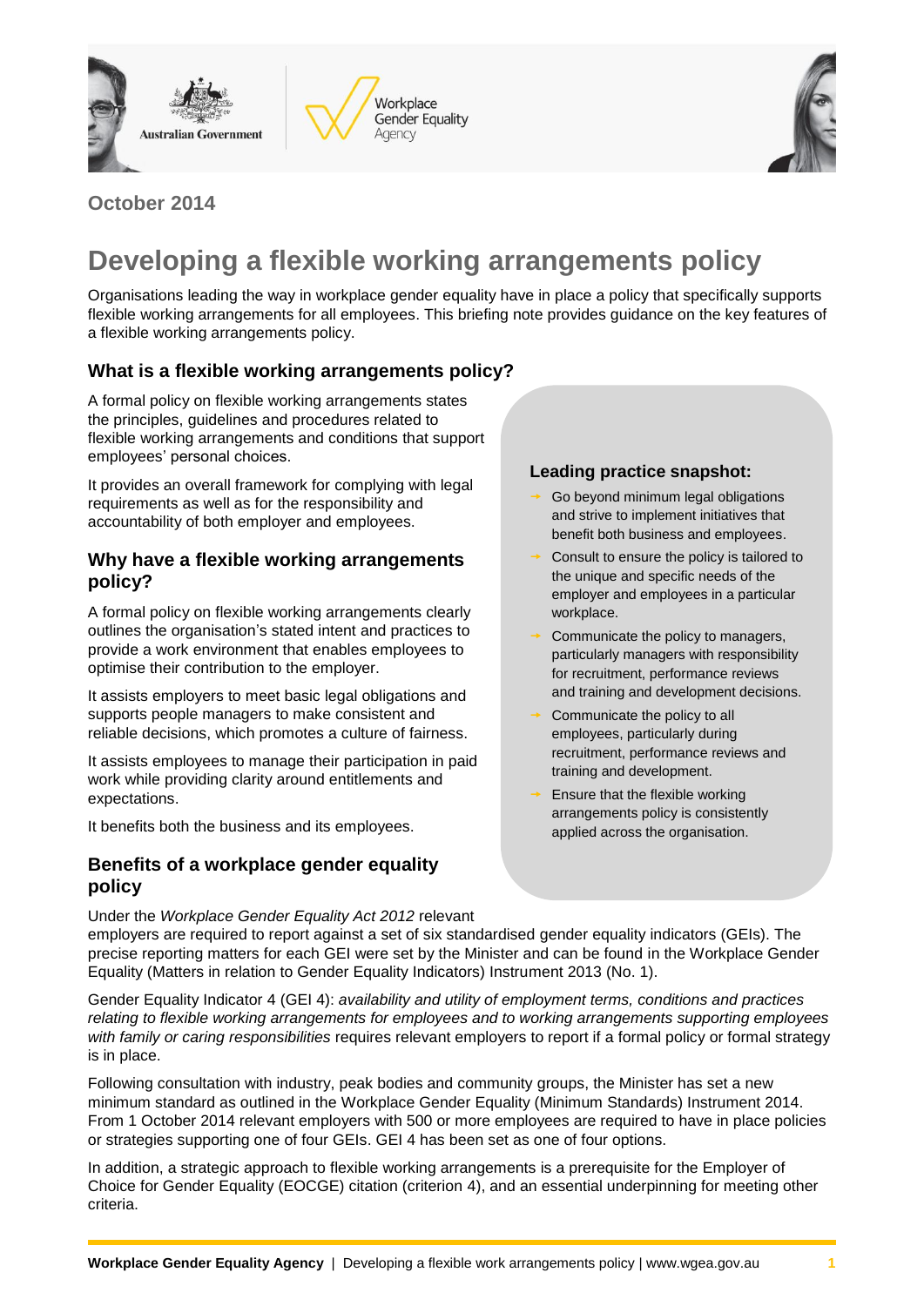October 2014

# Developing a flexible working arrangements policy

Organisations leading the way in workplace gender equality have in place a policy that specifically supports flexible working arrangements for all employees. This briefing note provides guidance on the key features of a flexible working arrangements policy.

## What is a flexible working arrangements policy?

A formal policy on flexible working arrangements states the principles, guidelines and procedures related to flexible working arrangements and conditions that support employees' personal choices.

It provides an overall framework for complying with legal requirements as well as for the responsibility and accountability of both employer and employees.

## Why have a flexible working arrangements policy?

A formal policy on flexible working arrangements clearly outlines the organisation's stated intent and practices to provide a work environment that enables employees to optimise their contribution to the employer.

It assists employers to meet basic legal obligations and supports people managers to make consistent and reliable decisions, which promotes a culture of fairness.

It assists employees to manage their participation in paid work while providing clarity around entitlements and expectations.

It benefits both the business and its employees.

### Leading practice snapshot:

- Go beyond minimum legal obligations and strive to implement initiatives that benefit both business and employees.
- Consult to ensure the policy is tailored to the unique and specific needs of the employer and employees in a particular workplace.
- Communicate the policy to managers, particularly managers with responsibility for recruitment, performance reviews and training and development decisions.
- Communicate the policy to all employees, particularly during recruitment, performance reviews and training and development.
- Ensure that the flexible working arrangements policy is consistently applied across the organisation.

## Benefits of a workplace gender equality policy

Under the *Workplace Gender Equality Act 2012* relevant employers are required to report against a set of six standardised gender equality indicators (GEIs). The precise reporting matters for each GEI were set by the Minister and can be found in the Workplace Gender Equality (Matters in relation to Gender Equality Indicators) Instrument 2013 (No. 1).

Gender Equality Indicator 4 (GEI 4): *availability and utility of employment terms, conditions and practices relating to flexible working arrangements for employees and to working arrangements supporting employees with family or caring responsibilities* requires relevant employers to report if a formal policy or formal strategy is in place.

Following consultation with industry, peak bodies and community groups, the Minister has set a new minimum standard as outlined in the Workplace Gender Equality (Minimum Standards) Instrument 2014. From 1 October 2014 relevant employers with 500 or more employees are required to have in place policies or strategies supporting one of four GEIs. GEI 4 has been set as one of four options.

In addition, a strategic approach to flexible working arrangements is a prerequisite for the Employer of Choice for Gender Equality (EOCGE) citation (criterion 4), and an essential underpinning for meeting other criteria.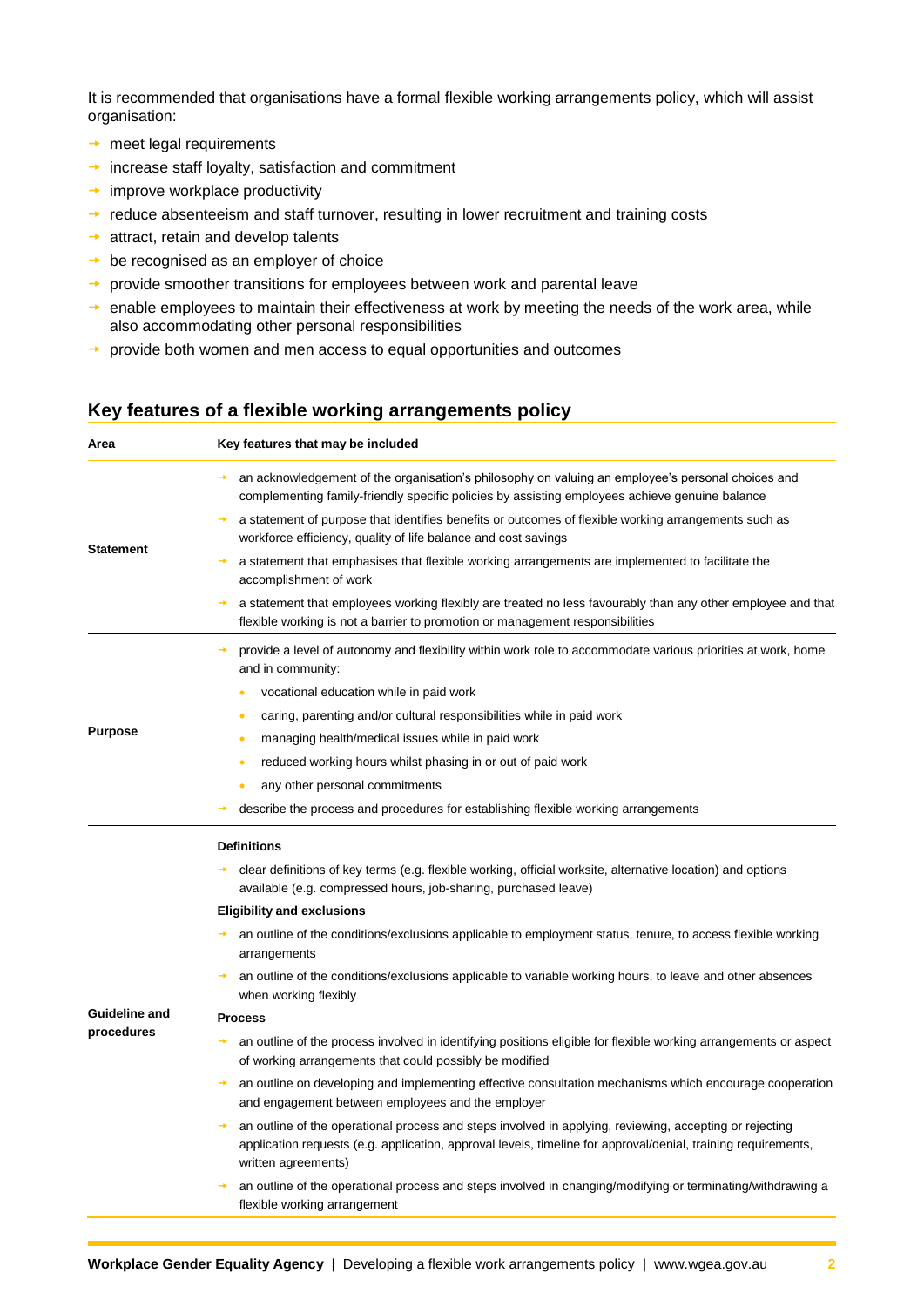It is recommended that organisations have a formal flexible working arrangements policy, which will assist organisation:

- meet legal requirements
- increase staff loyalty, satisfaction and commitment
- improve workplace productivity
- reduce absenteeism and staff turnover, resulting in lower recruitment and training costs
- attract, retain and develop talents
- be recognised as an employer of choice
- provide smoother transitions for employees between work and parental leave
- enable employees to maintain their effectiveness at work by meeting the needs of the work area, while also accommodating other personal responsibilities
- provide both women and men access to equal opportunities and outcomes

## Key features of a flexible working arrangements policy

| Area | Key features that may be included |
|---|---|
| **Statement** | → an acknowledgement of the organisation's philosophy on valuing an employee's personal choices and complementing family-friendly specific policies by assisting employees achieve genuine balance<br>→ a statement of purpose that identifies benefits or outcomes of flexible working arrangements such as workforce efficiency, quality of life balance and cost savings<br>→ a statement that emphasises that flexible working arrangements are implemented to facilitate the accomplishment of work<br>→ a statement that employees working flexibly are treated no less favourably than any other employee and that flexible working is not a barrier to promotion or management responsibilities |
| **Purpose** | → provide a level of autonomy and flexibility within work role to accommodate various priorities at work, home and in community:<br>• vocational education while in paid work<br>• caring, parenting and/or cultural responsibilities while in paid work<br>• managing health/medical issues while in paid work<br>• reduced working hours whilst phasing in or out of paid work<br>• any other personal commitments<br>→ describe the process and procedures for establishing flexible working arrangements |
| **Guideline and procedures** | **Definitions**<br>→ clear definitions of key terms (e.g. flexible working, official worksite, alternative location) and options available (e.g. compressed hours, job-sharing, purchased leave)<br>**Eligibility and exclusions**<br>→ an outline of the conditions/exclusions applicable to employment status, tenure, to access flexible working arrangements<br>→ an outline of the conditions/exclusions applicable to variable working hours, to leave and other absences when working flexibly<br>**Process**<br>→ an outline of the process involved in identifying positions eligible for flexible working arrangements or aspect of working arrangements that could possibly be modified<br>→ an outline on developing and implementing effective consultation mechanisms which encourage cooperation and engagement between employees and the employer<br>→ an outline of the operational process and steps involved in applying, reviewing, accepting or rejecting application requests (e.g. application, approval levels, timeline for approval/denial, training requirements, written agreements)<br>→ an outline of the operational process and steps involved in changing/modifying or terminating/withdrawing a flexible working arrangement |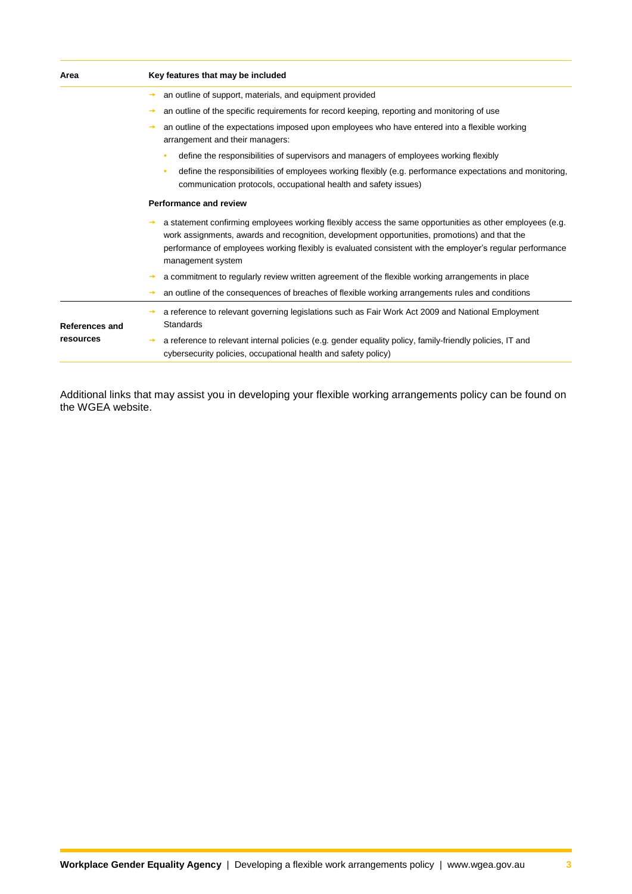| Area | Key features that may be included |
|---|---|
| | → an outline of support, materials, and equipment provided<br>→ an outline of the specific requirements for record keeping, reporting and monitoring of use<br>→ an outline of the expectations imposed upon employees who have entered into a flexible working arrangement and their managers:<br>• define the responsibilities of supervisors and managers of employees working flexibly<br>• define the responsibilities of employees working flexibly (e.g. performance expectations and monitoring, communication protocols, occupational health and safety issues) |
| | **Performance and review** |
| | → a statement confirming employees working flexibly access the same opportunities as other employees (e.g. work assignments, awards and recognition, development opportunities, promotions) and that the performance of employees working flexibly is evaluated consistent with the employer's regular performance management system<br>→ a commitment to regularly review written agreement of the flexible working arrangements in place<br>→ an outline of the consequences of breaches of flexible working arrangements rules and conditions |
| **References and resources** | → a reference to relevant governing legislations such as Fair Work Act 2009 and National Employment Standards<br>→ a reference to relevant internal policies (e.g. gender equality policy, family-friendly policies, IT and cybersecurity policies, occupational health and safety policy) |

Additional links that may assist you in developing your flexible working arrangements policy can be found on the WGEA website.